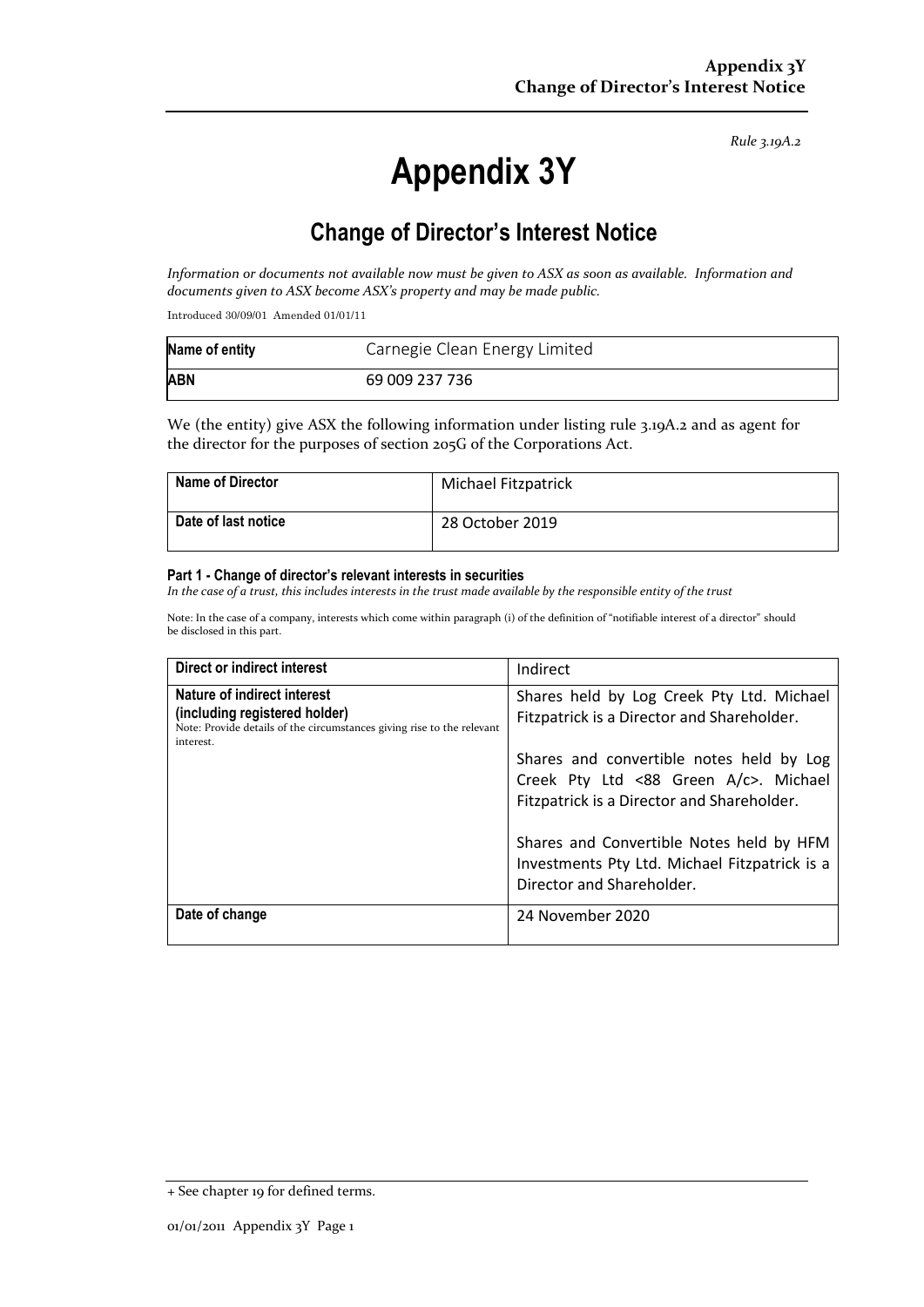*Rule 3.19A.2*

# Appendix 3Y

## Change of Director's Interest Notice

*Information or documents not available now must be given to ASX as soon as available. Information and documents given to ASX become ASX's property and may be made public.*

Introduced 30/09/01 Amended 01/01/11

| Name of entity | Carnegie Clean Energy Limited |
|---|---|
| ABN | 69 009 237 736 |

We (the entity) give ASX the following information under listing rule 3.19A.2 and as agent for the director for the purposes of section 205G of the Corporations Act.

| Name of Director | Michael Fitzpatrick |
|---|---|
| Date of last notice | 28 October 2019 |

#### Part 1 - Change of director's relevant interests in securities

*In the case of a trust, this includes interests in the trust made available by the responsible entity of the trust*

Note: In the case of a company, interests which come within paragraph (i) of the definition of "notifiable interest of a director" should be disclosed in this part.

| Direct or indirect interest | Indirect |
|---|---|
| **Nature of indirect interest (including registered holder)**<br>Note: Provide details of the circumstances giving rise to the relevant interest. | Shares held by Log Creek Pty Ltd. Michael Fitzpatrick is a Director and Shareholder.<br><br>Shares and convertible notes held by Log Creek Pty Ltd <88 Green A/c>. Michael Fitzpatrick is a Director and Shareholder.<br><br>Shares and Convertible Notes held by HFM Investments Pty Ltd. Michael Fitzpatrick is a Director and Shareholder. |
| **Date of change** | 24 November 2020 |

+ See chapter 19 for defined terms.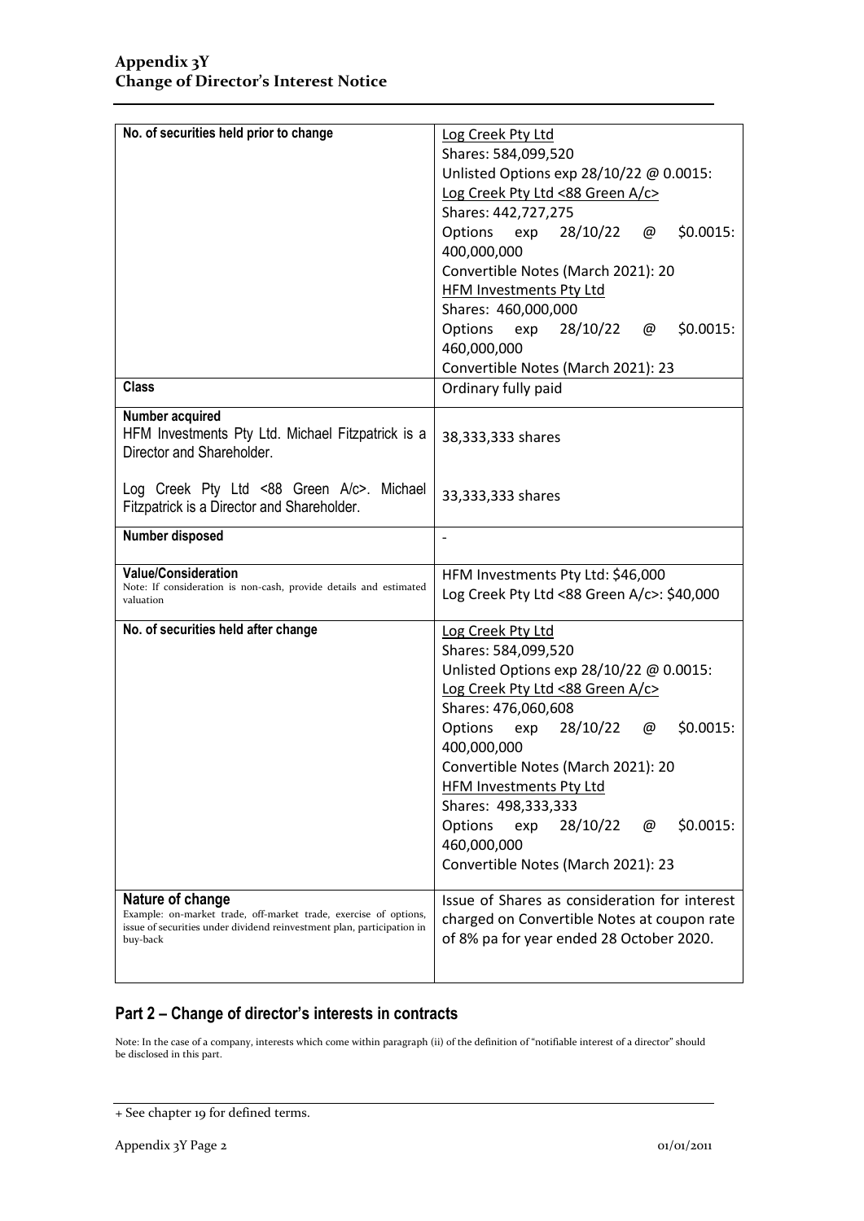| | |
|---|---|
| **No. of securities held prior to change** | Log Creek Pty Ltd<br>Shares: 584,099,520<br>Unlisted Options exp 28/10/22 @ 0.0015:<br>Log Creek Pty Ltd <88 Green A/c><br>Shares: 442,727,275<br>Options exp 28/10/22 @ $0.0015: 400,000,000<br>Convertible Notes (March 2021): 20<br>HFM Investments Pty Ltd<br>Shares: 460,000,000<br>Options exp 28/10/22 @ $0.0015: 460,000,000<br>Convertible Notes (March 2021): 23 |
| **Class** | Ordinary fully paid |
| **Number acquired**<br>HFM Investments Pty Ltd. Michael Fitzpatrick is a Director and Shareholder.<br><br>Log Creek Pty Ltd <88 Green A/c>. Michael Fitzpatrick is a Director and Shareholder. | 38,333,333 shares<br><br>33,333,333 shares |
| **Number disposed** | - |
| **Value/Consideration**<br>Note: If consideration is non-cash, provide details and estimated valuation | HFM Investments Pty Ltd: $46,000<br>Log Creek Pty Ltd <88 Green A/c>: $40,000 |
| **No. of securities held after change** | Log Creek Pty Ltd<br>Shares: 584,099,520<br>Unlisted Options exp 28/10/22 @ 0.0015:<br>Log Creek Pty Ltd <88 Green A/c><br>Shares: 476,060,608<br>Options exp 28/10/22 @ $0.0015: 400,000,000<br>Convertible Notes (March 2021): 20<br>HFM Investments Pty Ltd<br>Shares: 498,333,333<br>Options exp 28/10/22 @ $0.0015: 460,000,000<br>Convertible Notes (March 2021): 23 |
| **Nature of change**<br>Example: on-market trade, off-market trade, exercise of options, issue of securities under dividend reinvestment plan, participation in buy-back | Issue of Shares as consideration for interest charged on Convertible Notes at coupon rate of 8% pa for year ended 28 October 2020. |

## Part 2 – Change of director's interests in contracts

Note: In the case of a company, interests which come within paragraph (ii) of the definition of "notifiable interest of a director" should be disclosed in this part.

+ See chapter 19 for defined terms.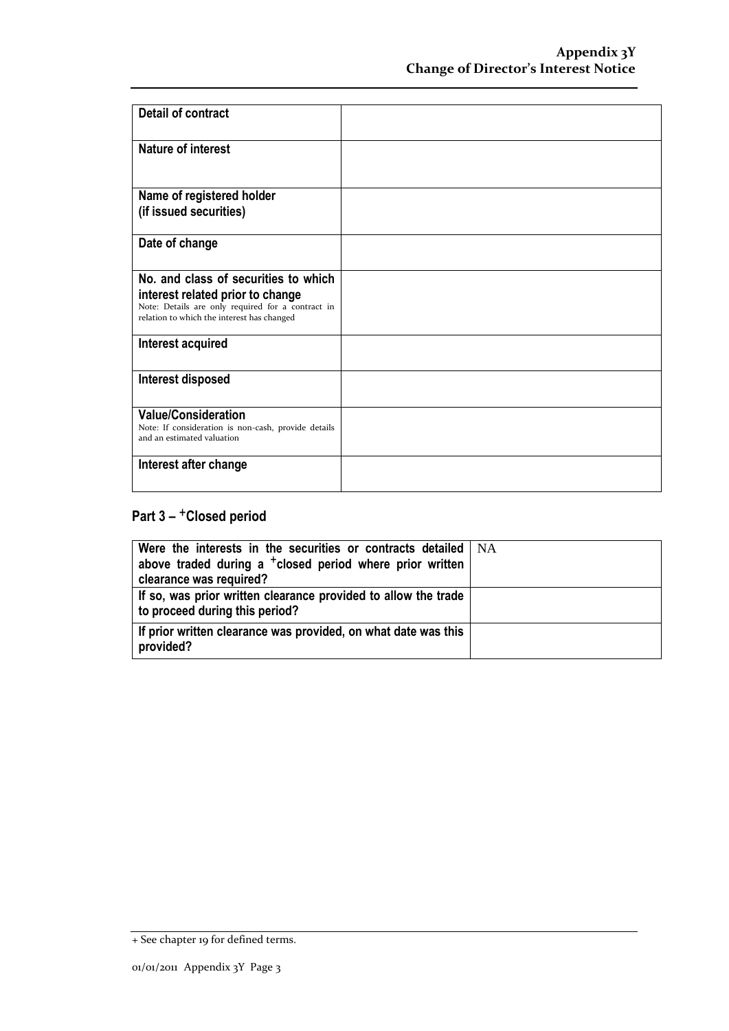| | |
|---|---|
| **Detail of contract** | |
| **Nature of interest** | |
| **Name of registered holder (if issued securities)** | |
| **Date of change** | |
| **No. and class of securities to which interest related prior to change** Note: Details are only required for a contract in relation to which the interest has changed | |
| **Interest acquired** | |
| **Interest disposed** | |
| **Value/Consideration** Note: If consideration is non-cash, provide details and an estimated valuation | |
| **Interest after change** | |

## Part 3 – +Closed period

| | |
|---|---|
| **Were the interests in the securities or contracts detailed above traded during a +closed period where prior written clearance was required?** | NA |
| **If so, was prior written clearance provided to allow the trade to proceed during this period?** | |
| **If prior written clearance was provided, on what date was this provided?** | |

+ See chapter 19 for defined terms.